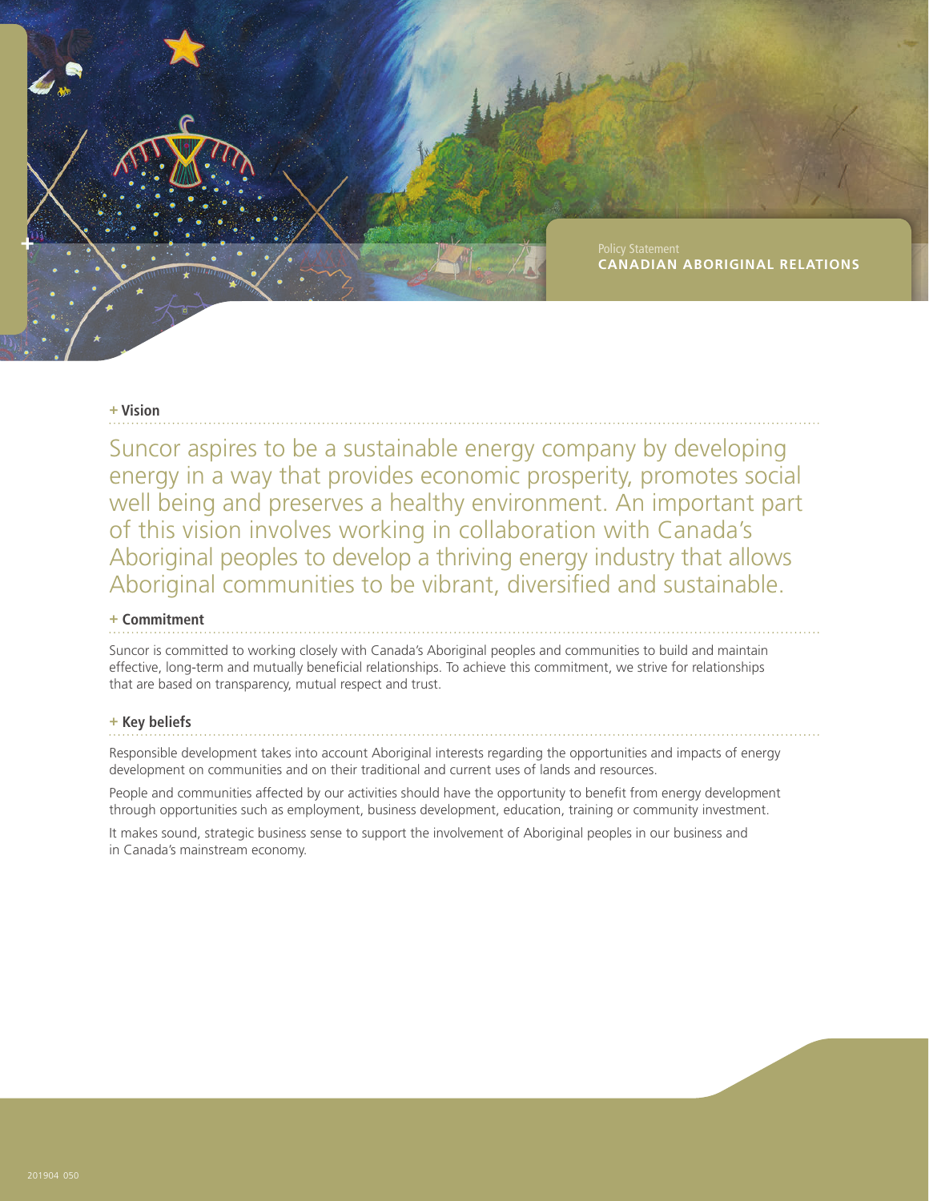Policy Statement

# CANADIAN ABORIGINAL RELATIONS

## + Vision

Suncor aspires to be a sustainable energy company by developing energy in a way that provides economic prosperity, promotes social well being and preserves a healthy environment. An important part of this vision involves working in collaboration with Canada's Aboriginal peoples to develop a thriving energy industry that allows Aboriginal communities to be vibrant, diversified and sustainable.

## + Commitment

Suncor is committed to working closely with Canada's Aboriginal peoples and communities to build and maintain effective, long-term and mutually beneficial relationships. To achieve this commitment, we strive for relationships that are based on transparency, mutual respect and trust.

## + Key beliefs

Responsible development takes into account Aboriginal interests regarding the opportunities and impacts of energy development on communities and on their traditional and current uses of lands and resources.

People and communities affected by our activities should have the opportunity to benefit from energy development through opportunities such as employment, business development, education, training or community investment.

It makes sound, strategic business sense to support the involvement of Aboriginal peoples in our business and in Canada's mainstream economy.

201904 050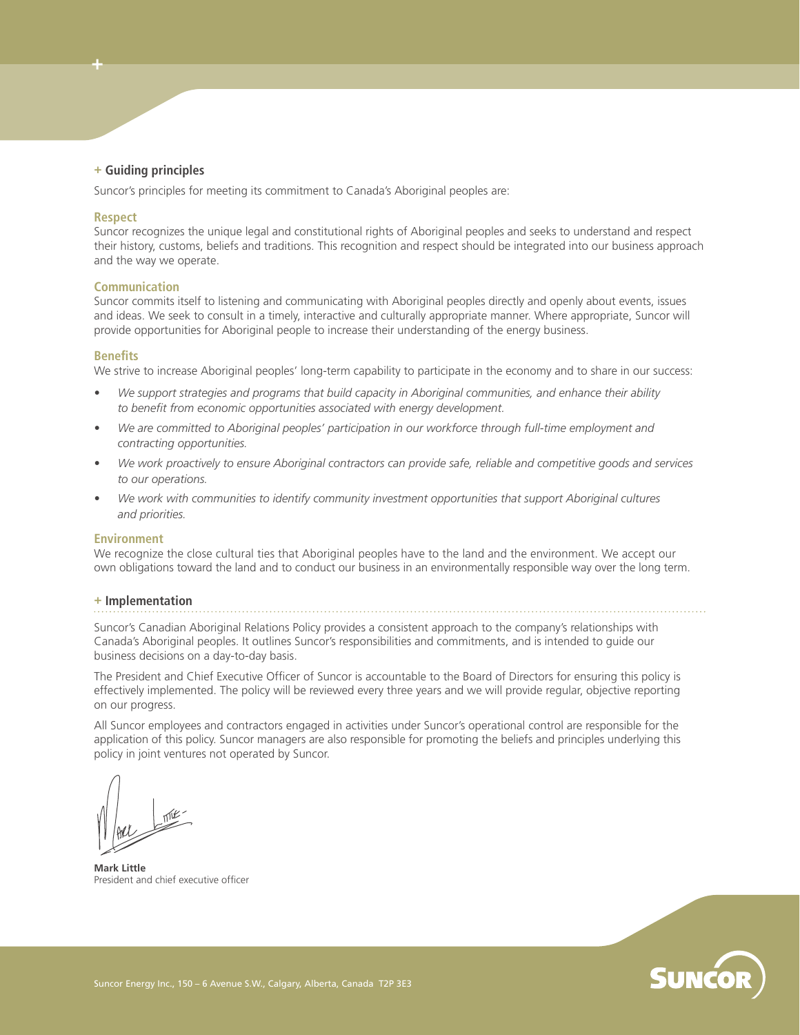## + Guiding principles

Suncor's principles for meeting its commitment to Canada's Aboriginal peoples are:

### Respect

Suncor recognizes the unique legal and constitutional rights of Aboriginal peoples and seeks to understand and respect their history, customs, beliefs and traditions. This recognition and respect should be integrated into our business approach and the way we operate.

### Communication

Suncor commits itself to listening and communicating with Aboriginal peoples directly and openly about events, issues and ideas. We seek to consult in a timely, interactive and culturally appropriate manner. Where appropriate, Suncor will provide opportunities for Aboriginal people to increase their understanding of the energy business.

### Benefits

We strive to increase Aboriginal peoples' long-term capability to participate in the economy and to share in our success:

- *We support strategies and programs that build capacity in Aboriginal communities, and enhance their ability to benefit from economic opportunities associated with energy development.*
- *We are committed to Aboriginal peoples' participation in our workforce through full-time employment and contracting opportunities.*
- *We work proactively to ensure Aboriginal contractors can provide safe, reliable and competitive goods and services to our operations.*
- *We work with communities to identify community investment opportunities that support Aboriginal cultures and priorities.*

### Environment

We recognize the close cultural ties that Aboriginal peoples have to the land and the environment. We accept our own obligations toward the land and to conduct our business in an environmentally responsible way over the long term.

## + Implementation

Suncor's Canadian Aboriginal Relations Policy provides a consistent approach to the company's relationships with Canada's Aboriginal peoples. It outlines Suncor's responsibilities and commitments, and is intended to guide our business decisions on a day-to-day basis.

The President and Chief Executive Officer of Suncor is accountable to the Board of Directors for ensuring this policy is effectively implemented. The policy will be reviewed every three years and we will provide regular, objective reporting on our progress.

All Suncor employees and contractors engaged in activities under Suncor's operational control are responsible for the application of this policy. Suncor managers are also responsible for promoting the beliefs and principles underlying this policy in joint ventures not operated by Suncor.

**Mark Little**
President and chief executive officer

Suncor Energy Inc., 150 – 6 Avenue S.W., Calgary, Alberta, Canada T2P 3E3

SUNCOR